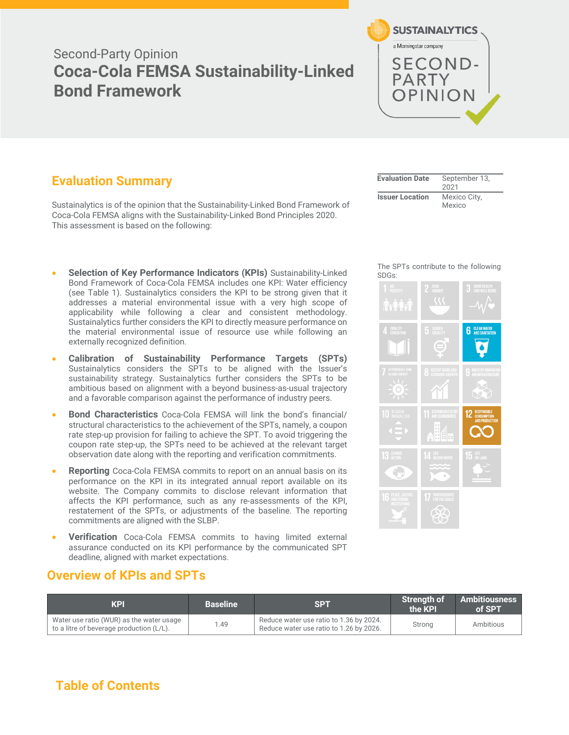Second-Party Opinion

# Coca-Cola FEMSA Sustainability-Linked Bond Framework

SUSTAINALYTICS
a Morningstar company
SECOND-PARTY OPINION

## Evaluation Summary

| | |
|---|---|
| **Evaluation Date** | September 13, 2021 |
| **Issuer Location** | Mexico City, Mexico |

Sustainalytics is of the opinion that the Sustainability-Linked Bond Framework of Coca-Cola FEMSA aligns with the Sustainability-Linked Bond Principles 2020. This assessment is based on the following:

- **Selection of Key Performance Indicators (KPIs)** Sustainability-Linked Bond Framework of Coca-Cola FEMSA includes one KPI: Water efficiency (see Table 1). Sustainalytics considers the KPI to be strong given that it addresses a material environmental issue with a very high scope of applicability while following a clear and consistent methodology. Sustainalytics further considers the KPI to directly measure performance on the material environmental issue of resource use while following an externally recognized definition.
- **Calibration of Sustainability Performance Targets (SPTs)** Sustainalytics considers the SPTs to be aligned with the Issuer's sustainability strategy. Sustainalytics further considers the SPTs to be ambitious based on alignment with a beyond business-as-usual trajectory and a favorable comparison against the performance of industry peers.
- **Bond Characteristics** Coca-Cola FEMSA will link the bond's financial/ structural characteristics to the achievement of the SPTs, namely, a coupon rate step-up provision for failing to achieve the SPT. To avoid triggering the coupon rate step-up, the SPTs need to be achieved at the relevant target observation date along with the reporting and verification commitments.
- **Reporting** Coca-Cola FEMSA commits to report on an annual basis on its performance on the KPI in its integrated annual report available on its website. The Company commits to disclose relevant information that affects the KPI performance, such as any re-assessments of the KPI, restatement of the SPTs, or adjustments of the baseline. The reporting commitments are aligned with the SLBP.
- **Verification** Coca-Cola FEMSA commits to having limited external assurance conducted on its KPI performance by the communicated SPT deadline, aligned with market expectations.

The SPTs contribute to the following SDGs: 6 Clean Water and Sanitation; 12 Responsible Consumption and Production

## Overview of KPIs and SPTs

| KPI | Baseline | SPT | Strength of the KPI | Ambitiousness of SPT |
|---|---|---|---|---|
| Water use ratio (WUR) as the water usage to a litre of beverage production (L/L). | 1.49 | Reduce water use ratio to 1.36 by 2024. Reduce water use ratio to 1.26 by 2026. | Strong | Ambitious |

## Table of Contents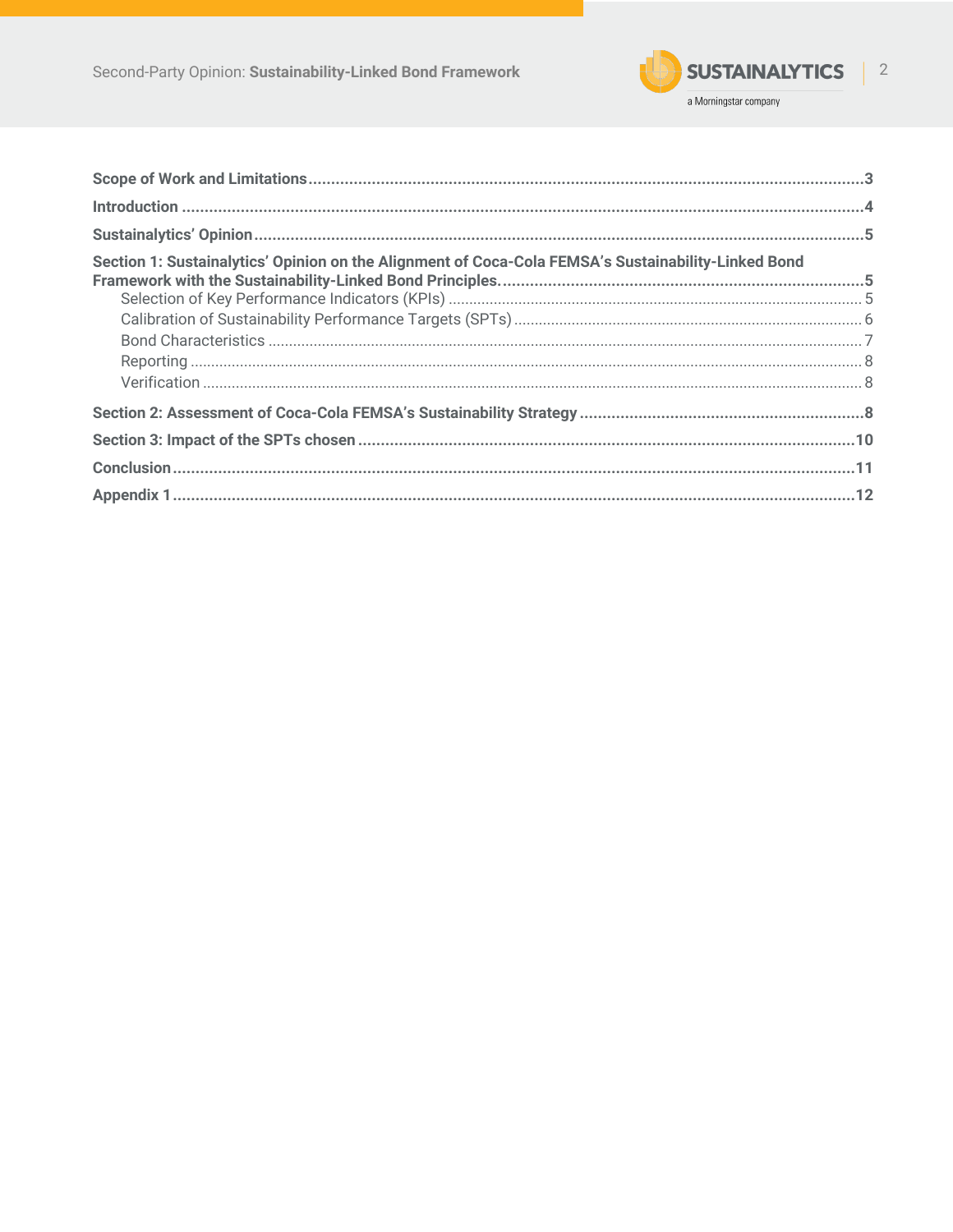**Scope of Work and Limitations** ... 3

**Introduction** ... 4

**Sustainalytics' Opinion** ... 5

**Section 1: Sustainalytics' Opinion on the Alignment of Coca-Cola FEMSA's Sustainability-Linked Bond Framework with the Sustainability-Linked Bond Principles.** ... 5

- Selection of Key Performance Indicators (KPIs) ... 5
- Calibration of Sustainability Performance Targets (SPTs) ... 6
- Bond Characteristics ... 7
- Reporting ... 8
- Verification ... 8

**Section 2: Assessment of Coca-Cola FEMSA's Sustainability Strategy** ... 8

**Section 3: Impact of the SPTs chosen** ... 10

**Conclusion** ... 11

**Appendix 1** ... 12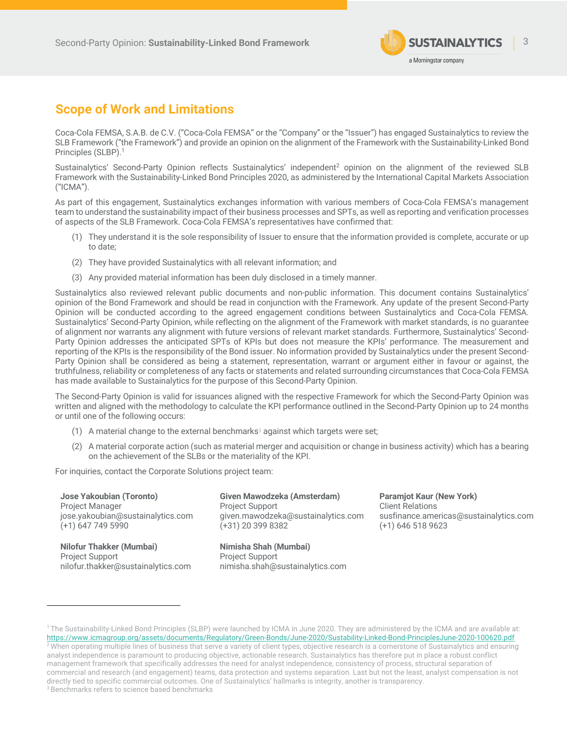## Scope of Work and Limitations

Coca-Cola FEMSA, S.A.B. de C.V. ("Coca-Cola FEMSA" or the "Company" or the "Issuer") has engaged Sustainalytics to review the SLB Framework ("the Framework") and provide an opinion on the alignment of the Framework with the Sustainability-Linked Bond Principles (SLBP).[1]

Sustainalytics' Second-Party Opinion reflects Sustainalytics' independent[2] opinion on the alignment of the reviewed SLB Framework with the Sustainability-Linked Bond Principles 2020, as administered by the International Capital Markets Association ("ICMA").

As part of this engagement, Sustainalytics exchanges information with various members of Coca-Cola FEMSA's management team to understand the sustainability impact of their business processes and SPTs, as well as reporting and verification processes of aspects of the SLB Framework. Coca-Cola FEMSA's representatives have confirmed that:

(1) They understand it is the sole responsibility of Issuer to ensure that the information provided is complete, accurate or up to date;

(2) They have provided Sustainalytics with all relevant information; and

(3) Any provided material information has been duly disclosed in a timely manner.

Sustainalytics also reviewed relevant public documents and non-public information. This document contains Sustainalytics' opinion of the Bond Framework and should be read in conjunction with the Framework. Any update of the present Second-Party Opinion will be conducted according to the agreed engagement conditions between Sustainalytics and Coca-Cola FEMSA. Sustainalytics' Second-Party Opinion, while reflecting on the alignment of the Framework with market standards, is no guarantee of alignment nor warrants any alignment with future versions of relevant market standards. Furthermore, Sustainalytics' Second-Party Opinion addresses the anticipated SPTs of KPIs but does not measure the KPIs' performance. The measurement and reporting of the KPIs is the responsibility of the Bond issuer. No information provided by Sustainalytics under the present Second-Party Opinion shall be considered as being a statement, representation, warrant or argument either in favour or against, the truthfulness, reliability or completeness of any facts or statements and related surrounding circumstances that Coca-Cola FEMSA has made available to Sustainalytics for the purpose of this Second-Party Opinion.

The Second-Party Opinion is valid for issuances aligned with the respective Framework for which the Second-Party Opinion was written and aligned with the methodology to calculate the KPI performance outlined in the Second-Party Opinion up to 24 months or until one of the following occurs:

(1) A material change to the external benchmarks[3] against which targets were set;

(2) A material corporate action (such as material merger and acquisition or change in business activity) which has a bearing on the achievement of the SLBs or the materiality of the KPI.

For inquiries, contact the Corporate Solutions project team:

**Jose Yakoubian (Toronto)**
Project Manager
jose.yakoubian@sustainalytics.com
(+1) 647 749 5990

**Given Mawodzeka (Amsterdam)**
Project Support
given.mawodzeka@sustainalytics.com
(+31) 20 399 8382

**Paramjot Kaur (New York)**
Client Relations
susfinance.americas@sustainalytics.com
(+1) 646 518 9623

**Nilofur Thakker (Mumbai)**
Project Support
nilofur.thakker@sustainalytics.com

**Nimisha Shah (Mumbai)**
Project Support
nimisha.shah@sustainalytics.com

---

[1] The Sustainability-Linked Bond Principles (SLBP) were launched by ICMA in June 2020. They are administered by the ICMA and are available at: https://www.icmagroup.org/assets/documents/Regulatory/Green-Bonds/June-2020/Sustability-Linked-Bond-PrinciplesJune-2020-100620.pdf

[2] When operating multiple lines of business that serve a variety of client types, objective research is a cornerstone of Sustainalytics and ensuring analyst independence is paramount to producing objective, actionable research. Sustainalytics has therefore put in place a robust conflict management framework that specifically addresses the need for analyst independence, consistency of process, structural separation of commercial and research (and engagement) teams, data protection and systems separation. Last but not the least, analyst compensation is not directly tied to specific commercial outcomes. One of Sustainalytics' hallmarks is integrity, another is transparency.

[3] Benchmarks refers to science based benchmarks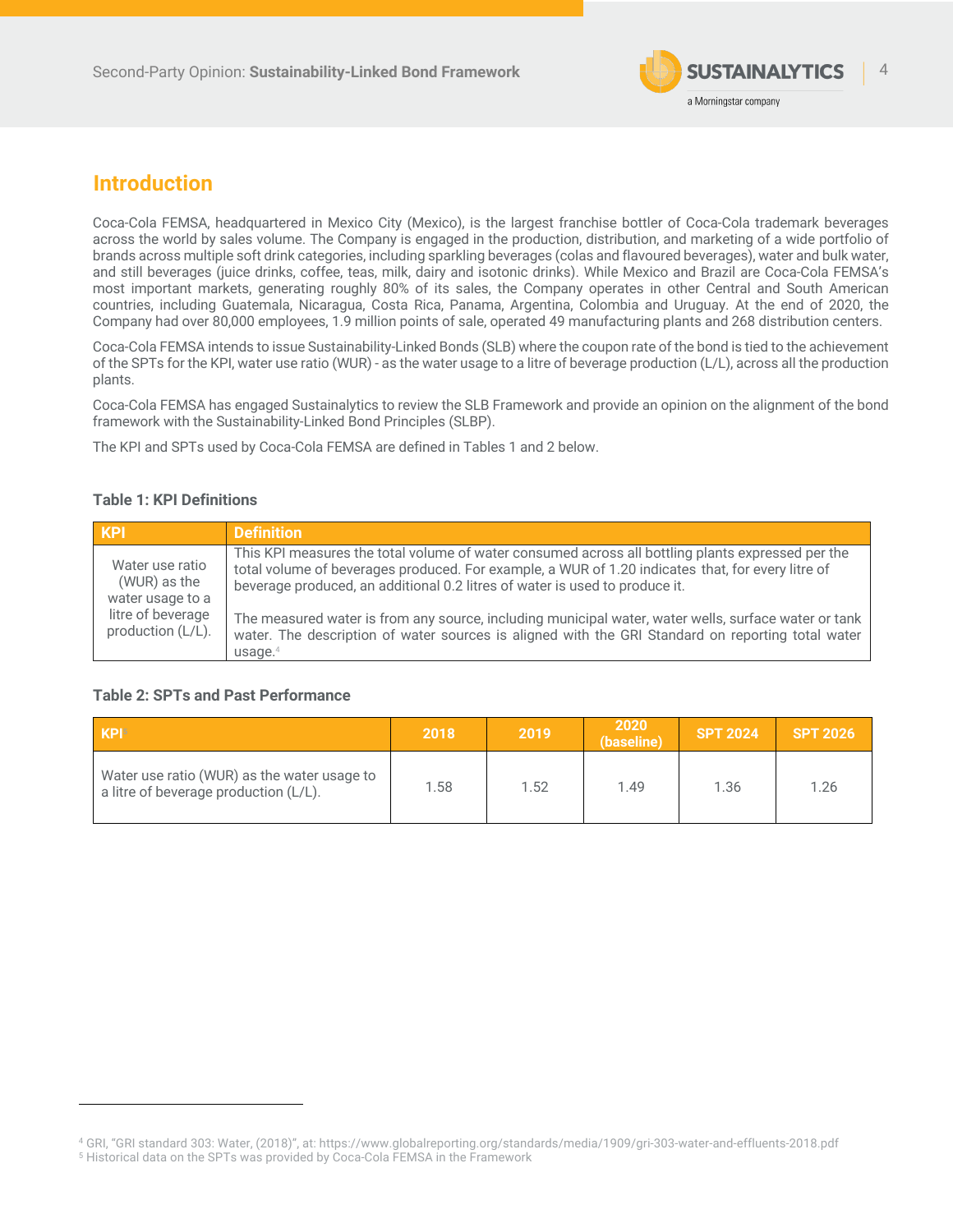## Introduction

Coca-Cola FEMSA, headquartered in Mexico City (Mexico), is the largest franchise bottler of Coca-Cola trademark beverages across the world by sales volume. The Company is engaged in the production, distribution, and marketing of a wide portfolio of brands across multiple soft drink categories, including sparkling beverages (colas and flavoured beverages), water and bulk water, and still beverages (juice drinks, coffee, teas, milk, dairy and isotonic drinks). While Mexico and Brazil are Coca-Cola FEMSA's most important markets, generating roughly 80% of its sales, the Company operates in other Central and South American countries, including Guatemala, Nicaragua, Costa Rica, Panama, Argentina, Colombia and Uruguay. At the end of 2020, the Company had over 80,000 employees, 1.9 million points of sale, operated 49 manufacturing plants and 268 distribution centers.

Coca-Cola FEMSA intends to issue Sustainability-Linked Bonds (SLB) where the coupon rate of the bond is tied to the achievement of the SPTs for the KPI, water use ratio (WUR) - as the water usage to a litre of beverage production (L/L), across all the production plants.

Coca-Cola FEMSA has engaged Sustainalytics to review the SLB Framework and provide an opinion on the alignment of the bond framework with the Sustainability-Linked Bond Principles (SLBP).

The KPI and SPTs used by Coca-Cola FEMSA are defined in Tables 1 and 2 below.

**Table 1: KPI Definitions**

| KPI | Definition |
|---|---|
| Water use ratio (WUR) as the water usage to a litre of beverage production (L/L). | This KPI measures the total volume of water consumed across all bottling plants expressed per the total volume of beverages produced. For example, a WUR of 1.20 indicates that, for every litre of beverage produced, an additional 0.2 litres of water is used to produce it.<br><br>The measured water is from any source, including municipal water, water wells, surface water or tank water. The description of water sources is aligned with the GRI Standard on reporting total water usage.[4] |

**Table 2: SPTs and Past Performance**

| KPI[5] | 2018 | 2019 | 2020 (baseline) | SPT 2024 | SPT 2026 |
|---|---|---|---|---|---|
| Water use ratio (WUR) as the water usage to a litre of beverage production (L/L). | 1.58 | 1.52 | 1.49 | 1.36 | 1.26 |

---

[4] GRI, "GRI standard 303: Water, (2018)", at: https://www.globalreporting.org/standards/media/1909/gri-303-water-and-effluents-2018.pdf

[5] Historical data on the SPTs was provided by Coca-Cola FEMSA in the Framework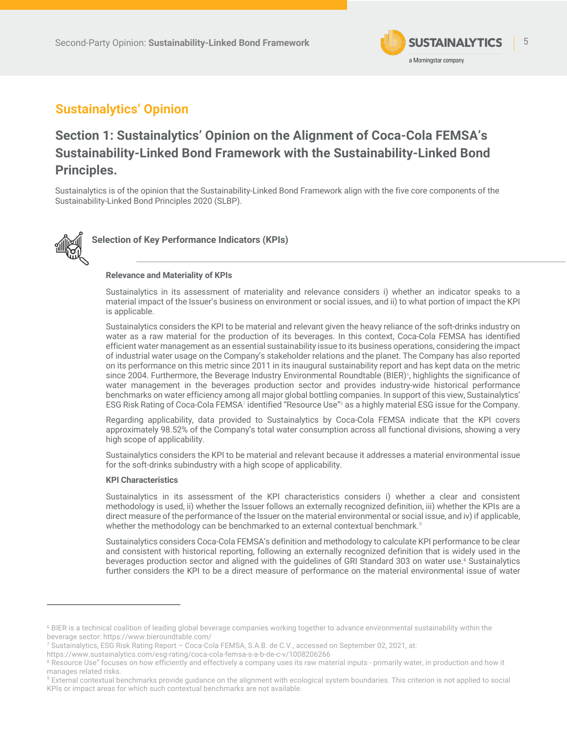## Sustainalytics' Opinion

### Section 1: Sustainalytics' Opinion on the Alignment of Coca-Cola FEMSA's Sustainability-Linked Bond Framework with the Sustainability-Linked Bond Principles.

Sustainalytics is of the opinion that the Sustainability-Linked Bond Framework align with the five core components of the Sustainability-Linked Bond Principles 2020 (SLBP).

#### Selection of Key Performance Indicators (KPIs)

**Relevance and Materiality of KPIs**

Sustainalytics in its assessment of materiality and relevance considers i) whether an indicator speaks to a material impact of the Issuer's business on environment or social issues, and ii) to what portion of impact the KPI is applicable.

Sustainalytics considers the KPI to be material and relevant given the heavy reliance of the soft-drinks industry on water as a raw material for the production of its beverages. In this context, Coca-Cola FEMSA has identified efficient water management as an essential sustainability issue to its business operations, considering the impact of industrial water usage on the Company's stakeholder relations and the planet. The Company has also reported on its performance on this metric since 2011 in its inaugural sustainability report and has kept data on the metric since 2004. Furthermore, the Beverage Industry Environmental Roundtable (BIER)[6], highlights the significance of water management in the beverages production sector and provides industry-wide historical performance benchmarks on water efficiency among all major global bottling companies. In support of this view, Sustainalytics' ESG Risk Rating of Coca-Cola FEMSA[7] identified "Resource Use"[8] as a highly material ESG issue for the Company.

Regarding applicability, data provided to Sustainalytics by Coca-Cola FEMSA indicate that the KPI covers approximately 98.52% of the Company's total water consumption across all functional divisions, showing a very high scope of applicability.

Sustainalytics considers the KPI to be material and relevant because it addresses a material environmental issue for the soft-drinks subindustry with a high scope of applicability.

**KPI Characteristics**

Sustainalytics in its assessment of the KPI characteristics considers i) whether a clear and consistent methodology is used, ii) whether the Issuer follows an externally recognized definition, iii) whether the KPIs are a direct measure of the performance of the Issuer on the material environmental or social issue, and iv) if applicable, whether the methodology can be benchmarked to an external contextual benchmark.[9]

Sustainalytics considers Coca-Cola FEMSA's definition and methodology to calculate KPI performance to be clear and consistent with historical reporting, following an externally recognized definition that is widely used in the beverages production sector and aligned with the guidelines of GRI Standard 303 on water use.[4] Sustainalytics further considers the KPI to be a direct measure of performance on the material environmental issue of water

---

[6] BIER is a technical coalition of leading global beverage companies working together to advance environmental sustainability within the beverage sector: https://www.bieroundtable.com/

[7] Sustainalytics, ESG Risk Rating Report – Coca-Cola FEMSA, S.A.B. de C.V., accessed on September 02, 2021, at: https://www.sustainalytics.com/esg-rating/coca-cola-femsa-s-a-b-de-c-v/1008206266

[8] Resource Use" focuses on how efficiently and effectively a company uses its raw material inputs - primarily water, in production and how it manages related risks.

[9] External contextual benchmarks provide guidance on the alignment with ecological system boundaries. This criterion is not applied to social KPIs or impact areas for which such contextual benchmarks are not available.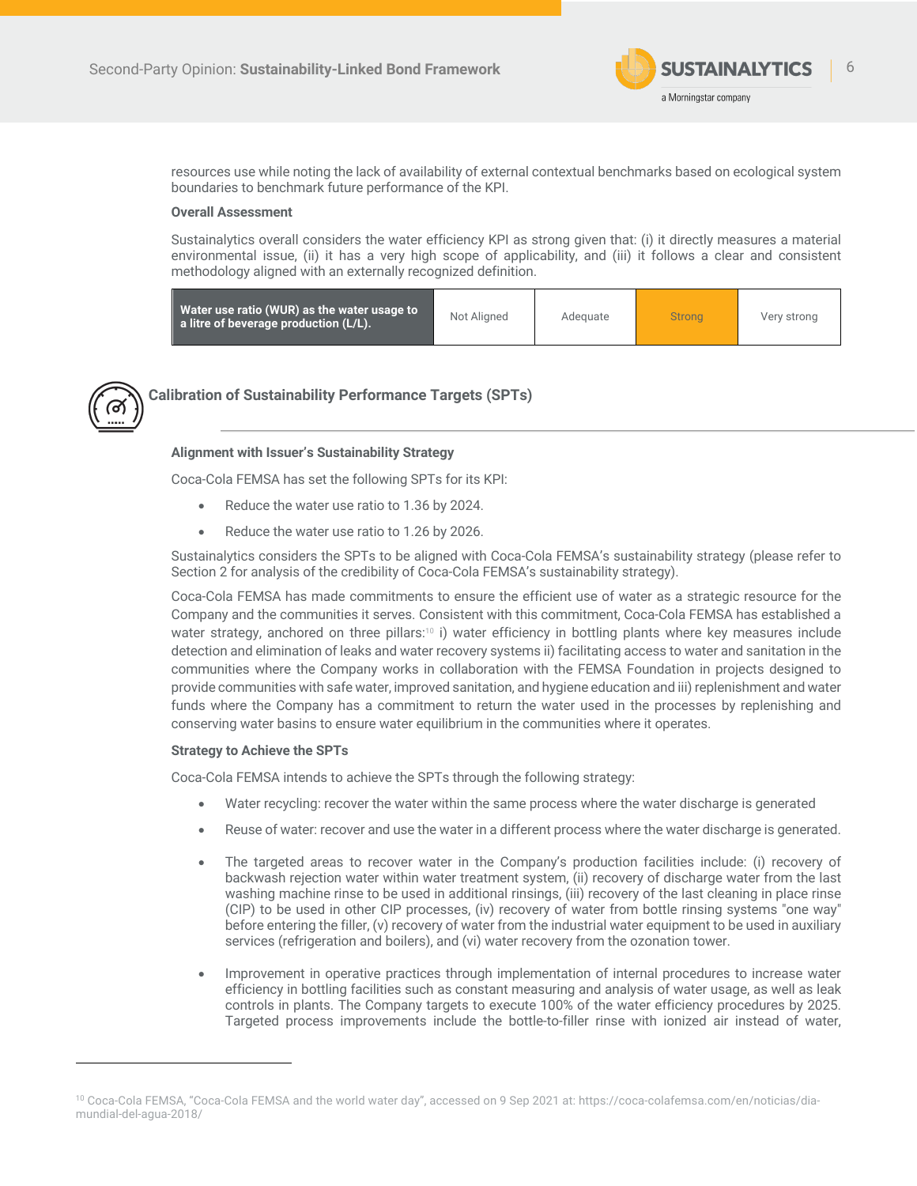resources use while noting the lack of availability of external contextual benchmarks based on ecological system boundaries to benchmark future performance of the KPI.

**Overall Assessment**

Sustainalytics overall considers the water efficiency KPI as strong given that: (i) it directly measures a material environmental issue, (ii) it has a very high scope of applicability, and (iii) it follows a clear and consistent methodology aligned with an externally recognized definition.

| Water use ratio (WUR) as the water usage to a litre of beverage production (L/L). | Not Aligned | Adequate | Strong | Very strong |
|---|---|---|---|---|

## Calibration of Sustainability Performance Targets (SPTs)

**Alignment with Issuer's Sustainability Strategy**

Coca-Cola FEMSA has set the following SPTs for its KPI:

- Reduce the water use ratio to 1.36 by 2024.
- Reduce the water use ratio to 1.26 by 2026.

Sustainalytics considers the SPTs to be aligned with Coca-Cola FEMSA's sustainability strategy (please refer to Section 2 for analysis of the credibility of Coca-Cola FEMSA's sustainability strategy).

Coca-Cola FEMSA has made commitments to ensure the efficient use of water as a strategic resource for the Company and the communities it serves. Consistent with this commitment, Coca-Cola FEMSA has established a water strategy, anchored on three pillars:[10] i) water efficiency in bottling plants where key measures include detection and elimination of leaks and water recovery systems ii) facilitating access to water and sanitation in the communities where the Company works in collaboration with the FEMSA Foundation in projects designed to provide communities with safe water, improved sanitation, and hygiene education and iii) replenishment and water funds where the Company has a commitment to return the water used in the processes by replenishing and conserving water basins to ensure water equilibrium in the communities where it operates.

**Strategy to Achieve the SPTs**

Coca-Cola FEMSA intends to achieve the SPTs through the following strategy:

- Water recycling: recover the water within the same process where the water discharge is generated
- Reuse of water: recover and use the water in a different process where the water discharge is generated.
- The targeted areas to recover water in the Company's production facilities include: (i) recovery of backwash rejection water within water treatment system, (ii) recovery of discharge water from the last washing machine rinse to be used in additional rinsings, (iii) recovery of the last cleaning in place rinse (CIP) to be used in other CIP processes, (iv) recovery of water from bottle rinsing systems "one way" before entering the filler, (v) recovery of water from the industrial water equipment to be used in auxiliary services (refrigeration and boilers), and (vi) water recovery from the ozonation tower.
- Improvement in operative practices through implementation of internal procedures to increase water efficiency in bottling facilities such as constant measuring and analysis of water usage, as well as leak controls in plants. The Company targets to execute 100% of the water efficiency procedures by 2025. Targeted process improvements include the bottle-to-filler rinse with ionized air instead of water,

[10] Coca-Cola FEMSA, "Coca-Cola FEMSA and the world water day", accessed on 9 Sep 2021 at: https://coca-colafemsa.com/en/noticias/dia-mundial-del-agua-2018/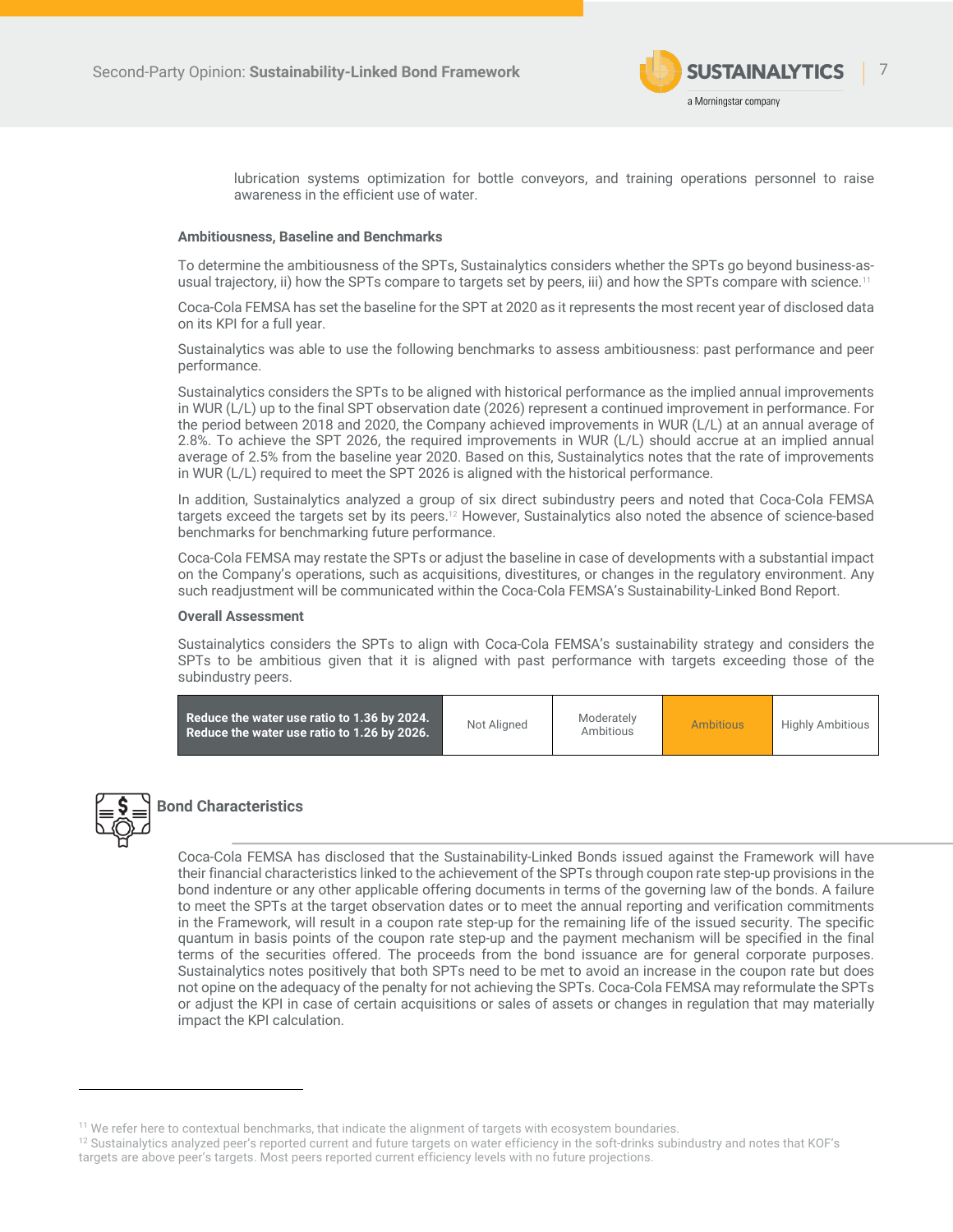lubrication systems optimization for bottle conveyors, and training operations personnel to raise awareness in the efficient use of water.

**Ambitiousness, Baseline and Benchmarks**

To determine the ambitiousness of the SPTs, Sustainalytics considers whether the SPTs go beyond business-as-usual trajectory, ii) how the SPTs compare to targets set by peers, iii) and how the SPTs compare with science.[11]

Coca-Cola FEMSA has set the baseline for the SPT at 2020 as it represents the most recent year of disclosed data on its KPI for a full year.

Sustainalytics was able to use the following benchmarks to assess ambitiousness: past performance and peer performance.

Sustainalytics considers the SPTs to be aligned with historical performance as the implied annual improvements in WUR (L/L) up to the final SPT observation date (2026) represent a continued improvement in performance. For the period between 2018 and 2020, the Company achieved improvements in WUR (L/L) at an annual average of 2.8%. To achieve the SPT 2026, the required improvements in WUR (L/L) should accrue at an implied annual average of 2.5% from the baseline year 2020. Based on this, Sustainalytics notes that the rate of improvements in WUR (L/L) required to meet the SPT 2026 is aligned with the historical performance.

In addition, Sustainalytics analyzed a group of six direct subindustry peers and noted that Coca-Cola FEMSA targets exceed the targets set by its peers.[12] However, Sustainalytics also noted the absence of science-based benchmarks for benchmarking future performance.

Coca-Cola FEMSA may restate the SPTs or adjust the baseline in case of developments with a substantial impact on the Company's operations, such as acquisitions, divestitures, or changes in the regulatory environment. Any such readjustment will be communicated within the Coca-Cola FEMSA's Sustainability-Linked Bond Report.

**Overall Assessment**

Sustainalytics considers the SPTs to align with Coca-Cola FEMSA's sustainability strategy and considers the SPTs to be ambitious given that it is aligned with past performance with targets exceeding those of the subindustry peers.

| **Reduce the water use ratio to 1.36 by 2024. Reduce the water use ratio to 1.26 by 2026.** | Not Aligned | Moderately Ambitious | **Ambitious** | Highly Ambitious |
|---|---|---|---|---|

## Bond Characteristics

Coca-Cola FEMSA has disclosed that the Sustainability-Linked Bonds issued against the Framework will have their financial characteristics linked to the achievement of the SPTs through coupon rate step-up provisions in the bond indenture or any other applicable offering documents in terms of the governing law of the bonds. A failure to meet the SPTs at the target observation dates or to meet the annual reporting and verification commitments in the Framework, will result in a coupon rate step-up for the remaining life of the issued security. The specific quantum in basis points of the coupon rate step-up and the payment mechanism will be specified in the final terms of the securities offered. The proceeds from the bond issuance are for general corporate purposes. Sustainalytics notes positively that both SPTs need to be met to avoid an increase in the coupon rate but does not opine on the adequacy of the penalty for not achieving the SPTs. Coca-Cola FEMSA may reformulate the SPTs or adjust the KPI in case of certain acquisitions or sales of assets or changes in regulation that may materially impact the KPI calculation.

---

[11] We refer here to contextual benchmarks, that indicate the alignment of targets with ecosystem boundaries.

[12] Sustainalytics analyzed peer's reported current and future targets on water efficiency in the soft-drinks subindustry and notes that KOF's targets are above peer's targets. Most peers reported current efficiency levels with no future projections.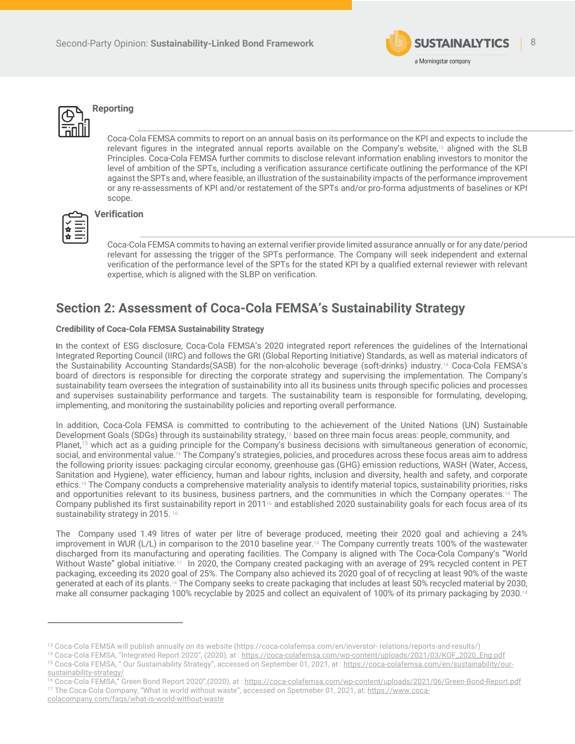### Reporting

Coca-Cola FEMSA commits to report on an annual basis on its performance on the KPI and expects to include the relevant figures in the integrated annual reports available on the Company's website,[13] aligned with the SLB Principles. Coca-Cola FEMSA further commits to disclose relevant information enabling investors to monitor the level of ambition of the SPTs, including a verification assurance certificate outlining the performance of the KPI against the SPTs and, where feasible, an illustration of the sustainability impacts of the performance improvement or any re-assessments of KPI and/or restatement of the SPTs and/or pro-forma adjustments of baselines or KPI scope.

### Verification

Coca-Cola FEMSA commits to having an external verifier provide limited assurance annually or for any date/period relevant for assessing the trigger of the SPTs performance. The Company will seek independent and external verification of the performance level of the SPTs for the stated KPI by a qualified external reviewer with relevant expertise, which is aligned with the SLBP on verification.

## Section 2: Assessment of Coca-Cola FEMSA's Sustainability Strategy

**Credibility of Coca-Cola FEMSA Sustainability Strategy**

In the context of ESG disclosure, Coca-Cola FEMSA's 2020 integrated report references the guidelines of the International Integrated Reporting Council (IIRC) and follows the GRI (Global Reporting Initiative) Standards, as well as material indicators of the Sustainability Accounting Standards(SASB) for the non-alcoholic beverage (soft-drinks) industry.[14] Coca-Cola FEMSA's board of directors is responsible for directing the corporate strategy and supervising the implementation. The Company's sustainability team oversees the integration of sustainability into all its business units through specific policies and processes and supervises sustainability performance and targets. The sustainability team is responsible for formulating, developing, implementing, and monitoring the sustainability policies and reporting overall performance.

In addition, Coca-Cola FEMSA is committed to contributing to the achievement of the United Nations (UN) Sustainable Development Goals (SDGs) through its sustainability strategy,[15] based on three main focus areas: people, community, and Planet,[15] which act as a guiding principle for the Company's business decisions with simultaneous generation of economic, social, and environmental value.[15] The Company's strategies, policies, and procedures across these focus areas aim to address the following priority issues: packaging circular economy, greenhouse gas (GHG) emission reductions, WASH (Water, Access, Sanitation and Hygiene), water efficiency, human and labour rights, inclusion and diversity, health and safety, and corporate ethics.[14] The Company conducts a comprehensive materiality analysis to identify material topics, sustainability priorities, risks and opportunities relevant to its business, business partners, and the communities in which the Company operates.[14] The Company published its first sustainability report in 2011[16] and established 2020 sustainability goals for each focus area of its sustainability strategy in 2015.[16]

The Company used 1.49 litres of water per litre of beverage produced, meeting their 2020 goal and achieving a 24% improvement in WUR (L/L) in comparison to the 2010 baseline year.[14] The Company currently treats 100% of the wastewater discharged from its manufacturing and operating facilities. The Company is aligned with The Coca-Cola Company's "World Without Waste" global initiative.[17] In 2020, the Company created packaging with an average of 29% recycled content in PET packaging, exceeding its 2020 goal of 25%. The Company also achieved its 2020 goal of recycling at least 90% of the waste generated at each of its plants.[14] The Company seeks to create packaging that includes at least 50% recycled material by 2030, make all consumer packaging 100% recyclable by 2025 and collect an equivalent of 100% of its primary packaging by 2030.[14]

---

[13] Coca-Cola FEMSA will publish annually on its website (https://coca-colafemsa.com/en/inverstor- relations/reports-and-results/)

[14] Coca-Cola FEMSA, "Integrated Report 2020", (2020), at : https://coca-colafemsa.com/wp-content/uploads/2021/03/KOF_2020_Eng.pdf

[15] Coca-Cola FEMSA, " Our Sustainability Strategy", accessed on September 01, 2021, at : https://coca-colafemsa.com/en/sustainability/our-sustainability-strategy/

[16] Coca-Cola FEMSA," Green Bond Report 2020",(2020), at : https://coca-colafemsa.com/wp-content/uploads/2021/06/Green-Bond-Report.pdf

[17] The Coca-Cola Company, "What is world without waste", accessed on Spetmeber 01, 2021, at: https://www.coca-colacompany.com/faqs/what-is-world-without-waste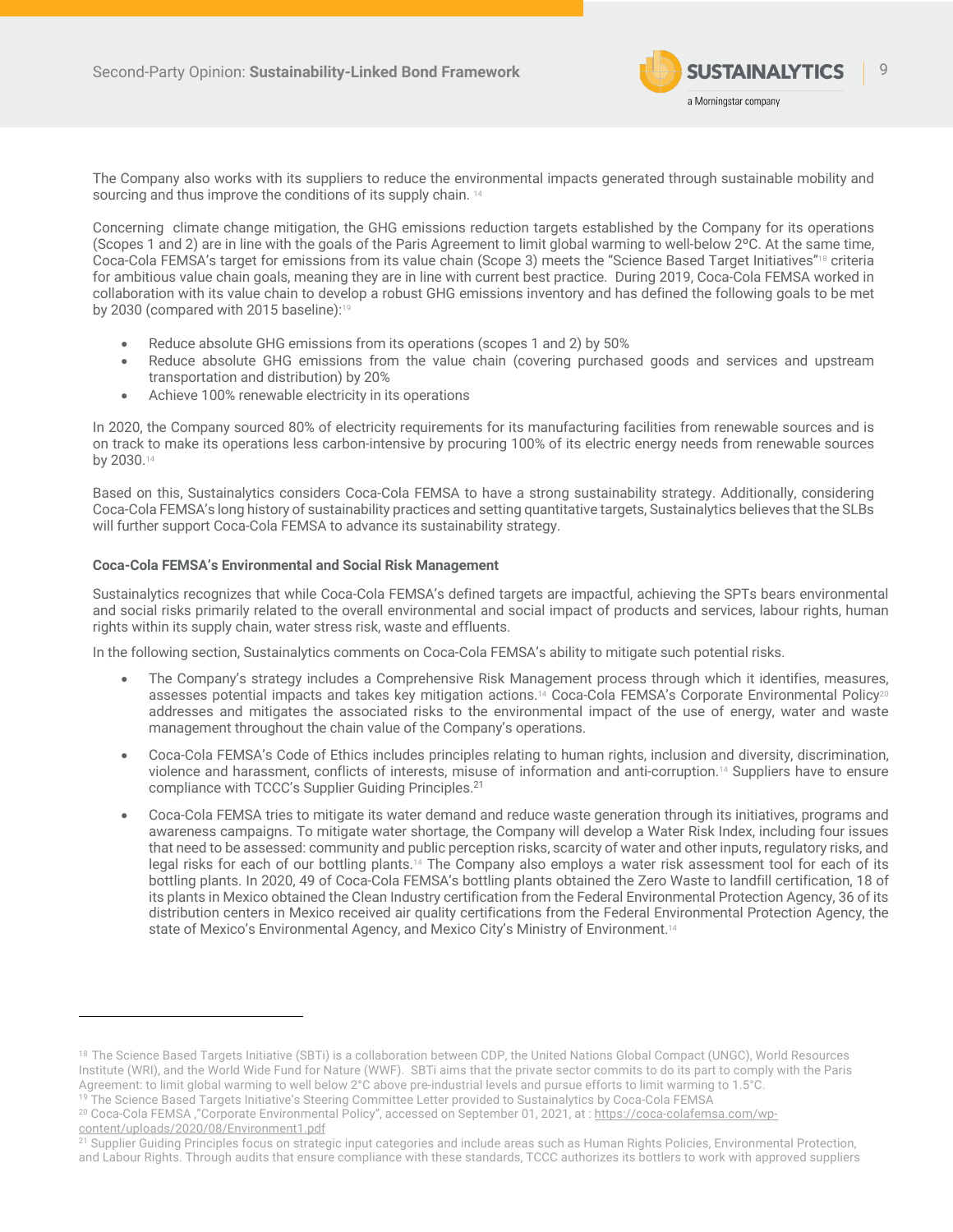The Company also works with its suppliers to reduce the environmental impacts generated through sustainable mobility and sourcing and thus improve the conditions of its supply chain. [14]

Concerning climate change mitigation, the GHG emissions reduction targets established by the Company for its operations (Scopes 1 and 2) are in line with the goals of the Paris Agreement to limit global warming to well-below 2ºC. At the same time, Coca-Cola FEMSA's target for emissions from its value chain (Scope 3) meets the "Science Based Target Initiatives"[18] criteria for ambitious value chain goals, meaning they are in line with current best practice. During 2019, Coca-Cola FEMSA worked in collaboration with its value chain to develop a robust GHG emissions inventory and has defined the following goals to be met by 2030 (compared with 2015 baseline):[19]

- Reduce absolute GHG emissions from its operations (scopes 1 and 2) by 50%
- Reduce absolute GHG emissions from the value chain (covering purchased goods and services and upstream transportation and distribution) by 20%
- Achieve 100% renewable electricity in its operations

In 2020, the Company sourced 80% of electricity requirements for its manufacturing facilities from renewable sources and is on track to make its operations less carbon-intensive by procuring 100% of its electric energy needs from renewable sources by 2030.[14]

Based on this, Sustainalytics considers Coca-Cola FEMSA to have a strong sustainability strategy. Additionally, considering Coca-Cola FEMSA's long history of sustainability practices and setting quantitative targets, Sustainalytics believes that the SLBs will further support Coca-Cola FEMSA to advance its sustainability strategy.

**Coca-Cola FEMSA's Environmental and Social Risk Management**

Sustainalytics recognizes that while Coca-Cola FEMSA's defined targets are impactful, achieving the SPTs bears environmental and social risks primarily related to the overall environmental and social impact of products and services, labour rights, human rights within its supply chain, water stress risk, waste and effluents.

In the following section, Sustainalytics comments on Coca-Cola FEMSA's ability to mitigate such potential risks.

- The Company's strategy includes a Comprehensive Risk Management process through which it identifies, measures, assesses potential impacts and takes key mitigation actions.[14] Coca-Cola FEMSA's Corporate Environmental Policy[20] addresses and mitigates the associated risks to the environmental impact of the use of energy, water and waste management throughout the chain value of the Company's operations.
- Coca-Cola FEMSA's Code of Ethics includes principles relating to human rights, inclusion and diversity, discrimination, violence and harassment, conflicts of interests, misuse of information and anti-corruption.[14] Suppliers have to ensure compliance with TCCC's Supplier Guiding Principles.[21]
- Coca-Cola FEMSA tries to mitigate its water demand and reduce waste generation through its initiatives, programs and awareness campaigns. To mitigate water shortage, the Company will develop a Water Risk Index, including four issues that need to be assessed: community and public perception risks, scarcity of water and other inputs, regulatory risks, and legal risks for each of our bottling plants.[14] The Company also employs a water risk assessment tool for each of its bottling plants. In 2020, 49 of Coca-Cola FEMSA's bottling plants obtained the Zero Waste to landfill certification, 18 of its plants in Mexico obtained the Clean Industry certification from the Federal Environmental Protection Agency, 36 of its distribution centers in Mexico received air quality certifications from the Federal Environmental Protection Agency, the state of Mexico's Environmental Agency, and Mexico City's Ministry of Environment.[14]

---

[18] The Science Based Targets Initiative (SBTi) is a collaboration between CDP, the United Nations Global Compact (UNGC), World Resources Institute (WRI), and the World Wide Fund for Nature (WWF). SBTi aims that the private sector commits to do its part to comply with the Paris Agreement: to limit global warming to well below 2°C above pre-industrial levels and pursue efforts to limit warming to 1.5°C.

[19] The Science Based Targets Initiative's Steering Committee Letter provided to Sustainalytics by Coca-Cola FEMSA

[20] Coca-Cola FEMSA ,"Corporate Environmental Policy", accessed on September 01, 2021, at : https://coca-colafemsa.com/wp-content/uploads/2020/08/Environment1.pdf

[21] Supplier Guiding Principles focus on strategic input categories and include areas such as Human Rights Policies, Environmental Protection, and Labour Rights. Through audits that ensure compliance with these standards, TCCC authorizes its bottlers to work with approved suppliers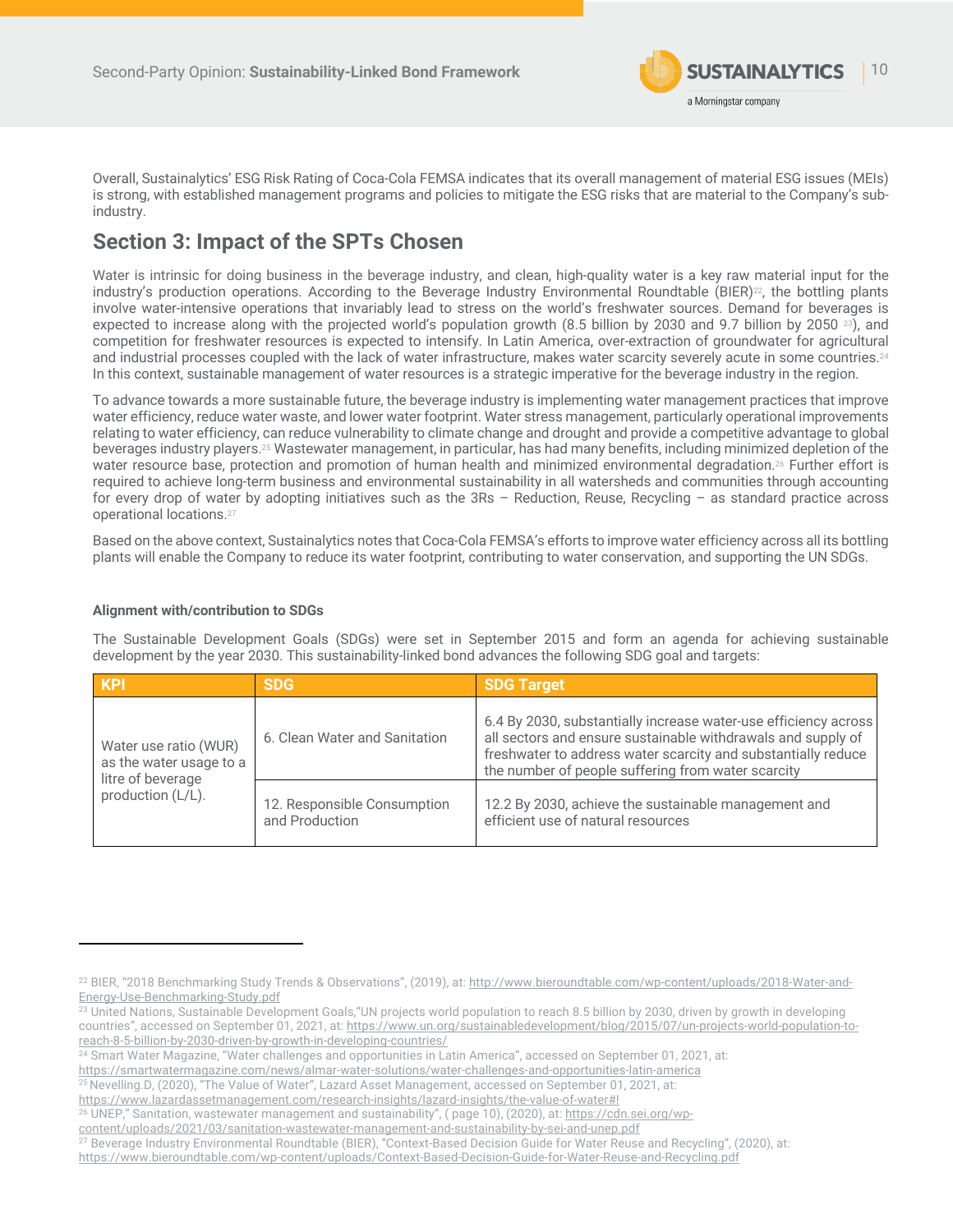Overall, Sustainalytics' ESG Risk Rating of Coca-Cola FEMSA indicates that its overall management of material ESG issues (MEIs) is strong, with established management programs and policies to mitigate the ESG risks that are material to the Company's sub-industry.

## Section 3: Impact of the SPTs Chosen

Water is intrinsic for doing business in the beverage industry, and clean, high-quality water is a key raw material input for the industry's production operations. According to the Beverage Industry Environmental Roundtable (BIER)[22], the bottling plants involve water-intensive operations that invariably lead to stress on the world's freshwater sources. Demand for beverages is expected to increase along with the projected world's population growth (8.5 billion by 2030 and 9.7 billion by 2050 [23]), and competition for freshwater resources is expected to intensify. In Latin America, over-extraction of groundwater for agricultural and industrial processes coupled with the lack of water infrastructure, makes water scarcity severely acute in some countries.[24] In this context, sustainable management of water resources is a strategic imperative for the beverage industry in the region.

To advance towards a more sustainable future, the beverage industry is implementing water management practices that improve water efficiency, reduce water waste, and lower water footprint. Water stress management, particularly operational improvements relating to water efficiency, can reduce vulnerability to climate change and drought and provide a competitive advantage to global beverages industry players.[25] Wastewater management, in particular, has had many benefits, including minimized depletion of the water resource base, protection and promotion of human health and minimized environmental degradation.[26] Further effort is required to achieve long-term business and environmental sustainability in all watersheds and communities through accounting for every drop of water by adopting initiatives such as the 3Rs – Reduction, Reuse, Recycling – as standard practice across operational locations.[27]

Based on the above context, Sustainalytics notes that Coca-Cola FEMSA's efforts to improve water efficiency across all its bottling plants will enable the Company to reduce its water footprint, contributing to water conservation, and supporting the UN SDGs.

**Alignment with/contribution to SDGs**

The Sustainable Development Goals (SDGs) were set in September 2015 and form an agenda for achieving sustainable development by the year 2030. This sustainability-linked bond advances the following SDG goal and targets:

| KPI | SDG | SDG Target |
|---|---|---|
| Water use ratio (WUR) as the water usage to a litre of beverage production (L/L). | 6. Clean Water and Sanitation | 6.4 By 2030, substantially increase water-use efficiency across all sectors and ensure sustainable withdrawals and supply of freshwater to address water scarcity and substantially reduce the number of people suffering from water scarcity |
| | 12. Responsible Consumption and Production | 12.2 By 2030, achieve the sustainable management and efficient use of natural resources |

[22] BIER, "2018 Benchmarking Study Trends & Observations", (2019), at: http://www.bieroundtable.com/wp-content/uploads/2018-Water-and-Energy-Use-Benchmarking-Study.pdf

[23] United Nations, Sustainable Development Goals,"UN projects world population to reach 8.5 billion by 2030, driven by growth in developing countries", accessed on September 01, 2021, at: https://www.un.org/sustainabledevelopment/blog/2015/07/un-projects-world-population-to-reach-8-5-billion-by-2030-driven-by-growth-in-developing-countries/

[24] Smart Water Magazine, "Water challenges and opportunities in Latin America", accessed on September 01, 2021, at: https://smartwatermagazine.com/news/almar-water-solutions/water-challenges-and-opportunities-latin-america

[25] Nevelling.D, (2020), "The Value of Water", Lazard Asset Management, accessed on September 01, 2021, at: https://www.lazardassetmanagement.com/research-insights/lazard-insights/the-value-of-water#!

[26] UNEP," Sanitation, wastewater management and sustainability", ( page 10), (2020), at: https://cdn.sei.org/wp-content/uploads/2021/03/sanitation-wastewater-management-and-sustainability-by-sei-and-unep.pdf

[27] Beverage Industry Environmental Roundtable (BIER), "Context-Based Decision Guide for Water Reuse and Recycling", (2020), at: https://www.bieroundtable.com/wp-content/uploads/Context-Based-Decision-Guide-for-Water-Reuse-and-Recycling.pdf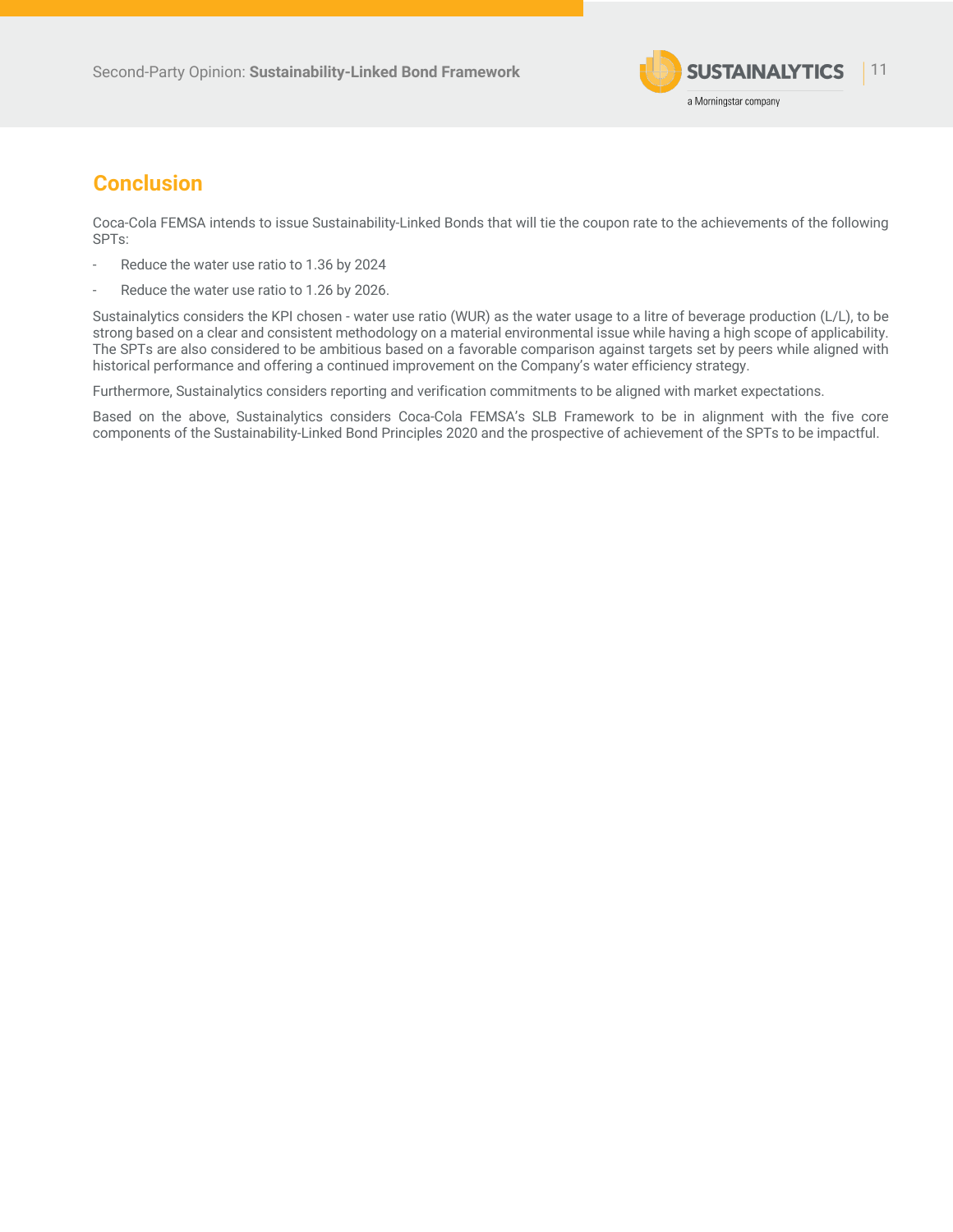## Conclusion

Coca-Cola FEMSA intends to issue Sustainability-Linked Bonds that will tie the coupon rate to the achievements of the following SPTs:

- Reduce the water use ratio to 1.36 by 2024
- Reduce the water use ratio to 1.26 by 2026.

Sustainalytics considers the KPI chosen - water use ratio (WUR) as the water usage to a litre of beverage production (L/L), to be strong based on a clear and consistent methodology on a material environmental issue while having a high scope of applicability. The SPTs are also considered to be ambitious based on a favorable comparison against targets set by peers while aligned with historical performance and offering a continued improvement on the Company's water efficiency strategy.

Furthermore, Sustainalytics considers reporting and verification commitments to be aligned with market expectations.

Based on the above, Sustainalytics considers Coca-Cola FEMSA's SLB Framework to be in alignment with the five core components of the Sustainability-Linked Bond Principles 2020 and the prospective of achievement of the SPTs to be impactful.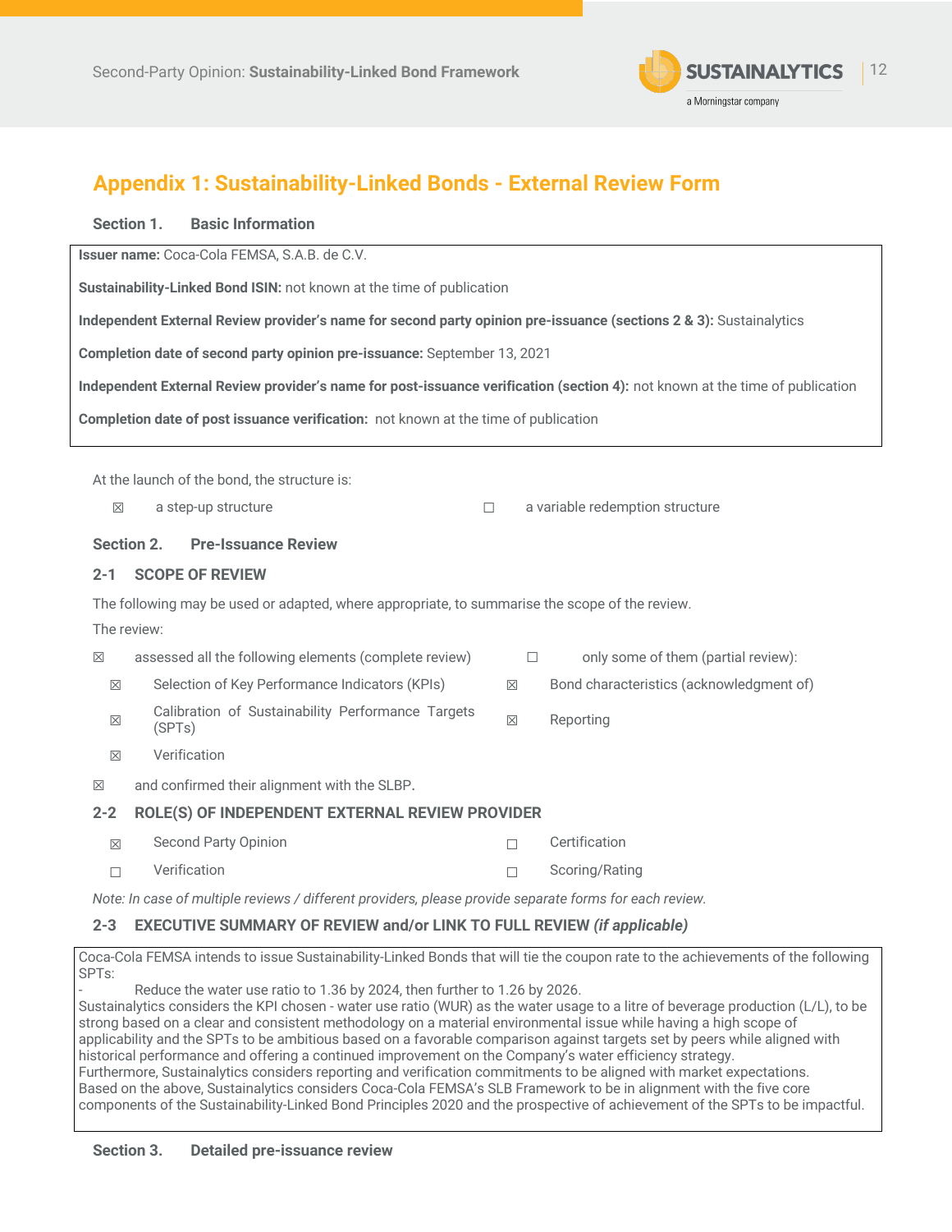## Appendix 1: Sustainability-Linked Bonds - External Review Form

### Section 1. Basic Information

**Issuer name:** Coca-Cola FEMSA, S.A.B. de C.V.

**Sustainability-Linked Bond ISIN:** not known at the time of publication

**Independent External Review provider's name for second party opinion pre-issuance (sections 2 & 3):** Sustainalytics

**Completion date of second party opinion pre-issuance:** September 13, 2021

**Independent External Review provider's name for post-issuance verification (section 4):** not known at the time of publication

**Completion date of post issuance verification:** not known at the time of publication

At the launch of the bond, the structure is:

☒ a step-up structure

☐ a variable redemption structure

### Section 2. Pre-Issuance Review

#### 2-1 SCOPE OF REVIEW

The following may be used or adapted, where appropriate, to summarise the scope of the review.

The review:

☒ assessed all the following elements (complete review)

☐ only some of them (partial review):

- ☒ Selection of Key Performance Indicators (KPIs)
- ☒ Bond characteristics (acknowledgment of)
- ☒ Calibration of Sustainability Performance Targets (SPTs)
- ☒ Reporting
- ☒ Verification

☒ and confirmed their alignment with the SLBP.

#### 2-2 ROLE(S) OF INDEPENDENT EXTERNAL REVIEW PROVIDER

- ☒ Second Party Opinion
- ☐ Certification
- ☐ Verification
- ☐ Scoring/Rating

*Note: In case of multiple reviews / different providers, please provide separate forms for each review.*

#### 2-3 EXECUTIVE SUMMARY OF REVIEW and/or LINK TO FULL REVIEW *(if applicable)*

Coca-Cola FEMSA intends to issue Sustainability-Linked Bonds that will tie the coupon rate to the achievements of the following SPTs:

- Reduce the water use ratio to 1.36 by 2024, then further to 1.26 by 2026.

Sustainalytics considers the KPI chosen - water use ratio (WUR) as the water usage to a litre of beverage production (L/L), to be strong based on a clear and consistent methodology on a material environmental issue while having a high scope of applicability and the SPTs to be ambitious based on a favorable comparison against targets set by peers while aligned with historical performance and offering a continued improvement on the Company's water efficiency strategy.

Furthermore, Sustainalytics considers reporting and verification commitments to be aligned with market expectations.

Based on the above, Sustainalytics considers Coca-Cola FEMSA's SLB Framework to be in alignment with the five core components of the Sustainability-Linked Bond Principles 2020 and the prospective of achievement of the SPTs to be impactful.

### Section 3. Detailed pre-issuance review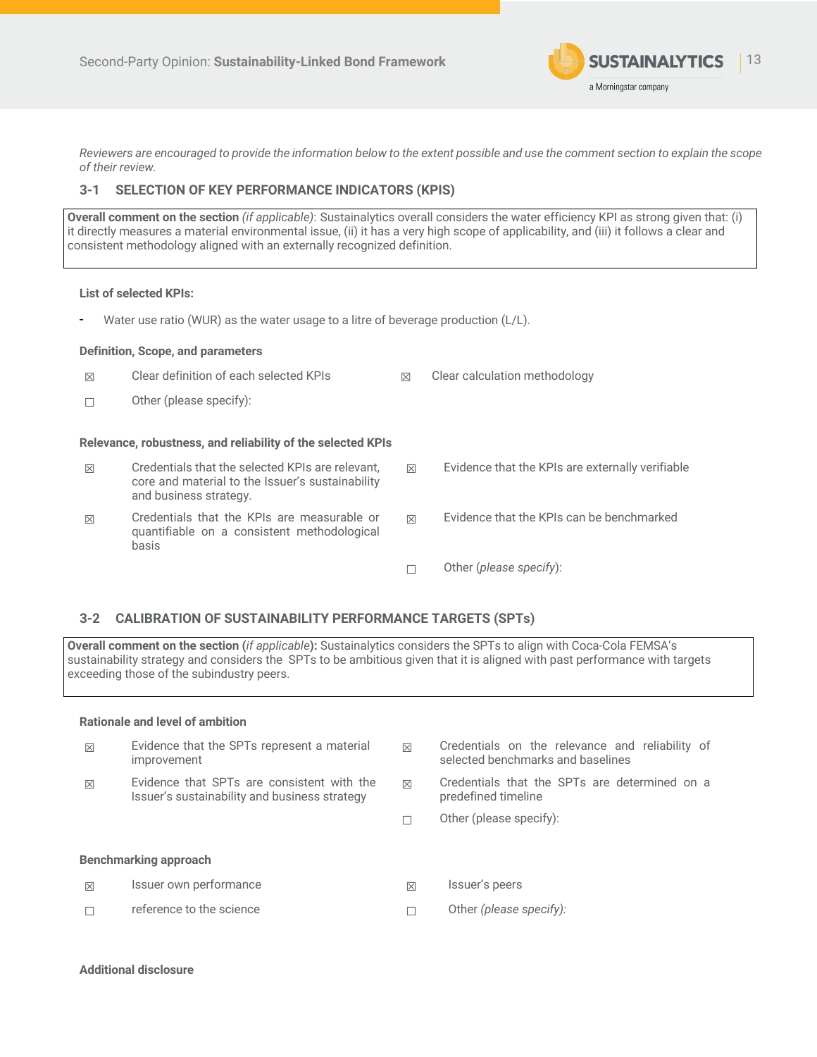*Reviewers are encouraged to provide the information below to the extent possible and use the comment section to explain the scope of their review.*

## 3-1 SELECTION OF KEY PERFORMANCE INDICATORS (KPIS)

**Overall comment on the section** *(if applicable)*: Sustainalytics overall considers the water efficiency KPI as strong given that: (i) it directly measures a material environmental issue, (ii) it has a very high scope of applicability, and (iii) it follows a clear and consistent methodology aligned with an externally recognized definition.

**List of selected KPIs:**

- Water use ratio (WUR) as the water usage to a litre of beverage production (L/L).

**Definition, Scope, and parameters**

☒ Clear definition of each selected KPIs

☒ Clear calculation methodology

☐ Other (please specify):

**Relevance, robustness, and reliability of the selected KPIs**

☒ Credentials that the selected KPIs are relevant, core and material to the Issuer's sustainability and business strategy.

☒ Evidence that the KPIs are externally verifiable

☒ Credentials that the KPIs are measurable or quantifiable on a consistent methodological basis

☒ Evidence that the KPIs can be benchmarked

☐ Other (*please specify*):

## 3-2 CALIBRATION OF SUSTAINABILITY PERFORMANCE TARGETS (SPTs)

**Overall comment on the section (***if applicable***):** Sustainalytics considers the SPTs to align with Coca-Cola FEMSA's sustainability strategy and considers the SPTs to be ambitious given that it is aligned with past performance with targets exceeding those of the subindustry peers.

**Rationale and level of ambition**

☒ Evidence that the SPTs represent a material improvement

☒ Credentials on the relevance and reliability of selected benchmarks and baselines

☒ Evidence that SPTs are consistent with the Issuer's sustainability and business strategy

☒ Credentials that the SPTs are determined on a predefined timeline

☐ Other (please specify):

**Benchmarking approach**

☒ Issuer own performance

☒ Issuer's peers

☐ reference to the science

☐ Other *(please specify):*

**Additional disclosure**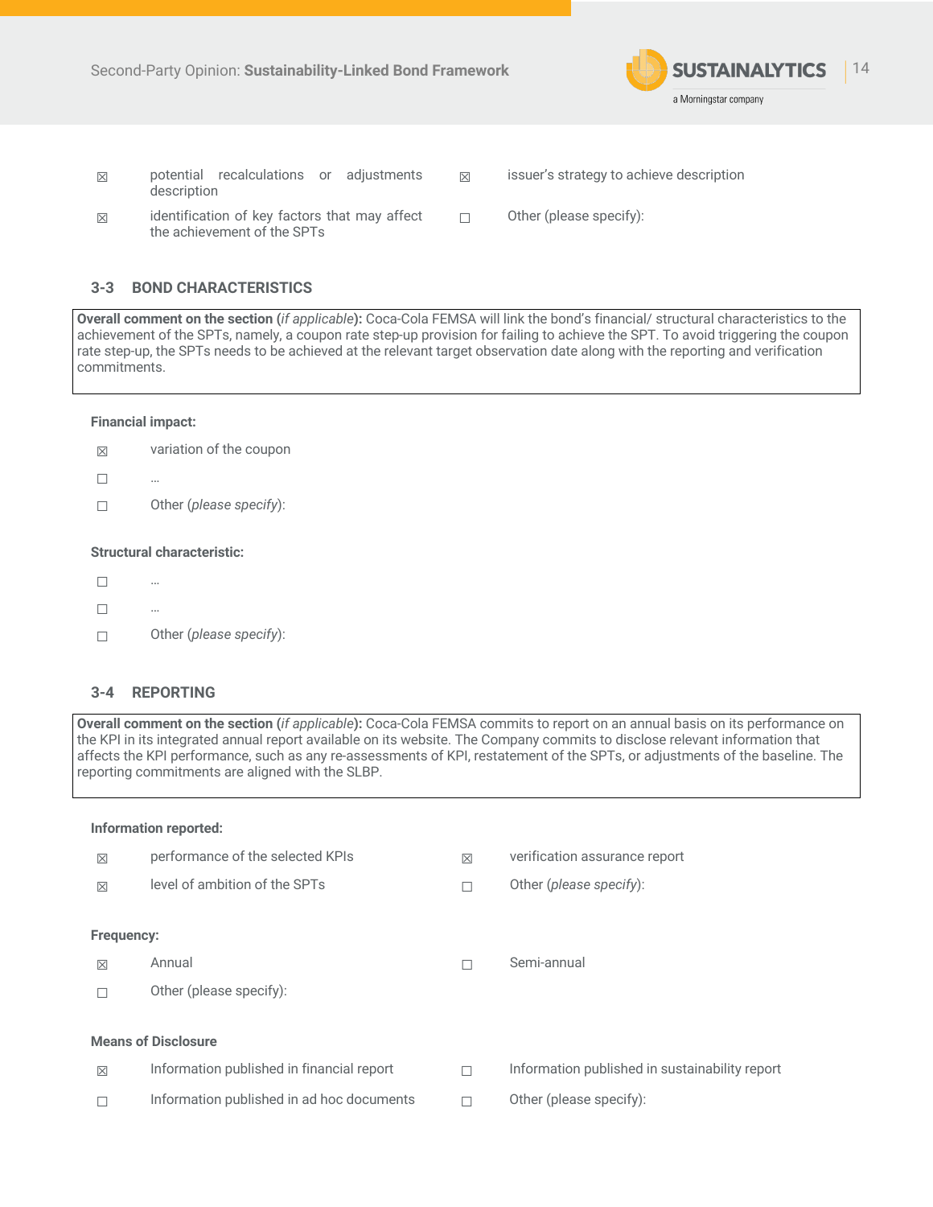☒ potential recalculations or adjustments description

☒ issuer's strategy to achieve description

☒ identification of key factors that may affect the achievement of the SPTs

☐ Other (please specify):

## 3-3 BOND CHARACTERISTICS

**Overall comment on the section (*if applicable*):** Coca-Cola FEMSA will link the bond's financial/ structural characteristics to the achievement of the SPTs, namely, a coupon rate step-up provision for failing to achieve the SPT. To avoid triggering the coupon rate step-up, the SPTs needs to be achieved at the relevant target observation date along with the reporting and verification commitments.

**Financial impact:**

☒ variation of the coupon

☐ …

☐ Other (*please specify*):

**Structural characteristic:**

☐ …

☐ …

☐ Other (*please specify*):

## 3-4 REPORTING

**Overall comment on the section (*if applicable*):** Coca-Cola FEMSA commits to report on an annual basis on its performance on the KPI in its integrated annual report available on its website. The Company commits to disclose relevant information that affects the KPI performance, such as any re-assessments of KPI, restatement of the SPTs, or adjustments of the baseline. The reporting commitments are aligned with the SLBP.

**Information reported:**

☒ performance of the selected KPIs

☒ verification assurance report

☒ level of ambition of the SPTs

☐ Other (*please specify*):

**Frequency:**

☒ Annual

☐ Semi-annual

☐ Other (please specify):

**Means of Disclosure**

☒ Information published in financial report

☐ Information published in sustainability report

☐ Information published in ad hoc documents

☐ Other (please specify):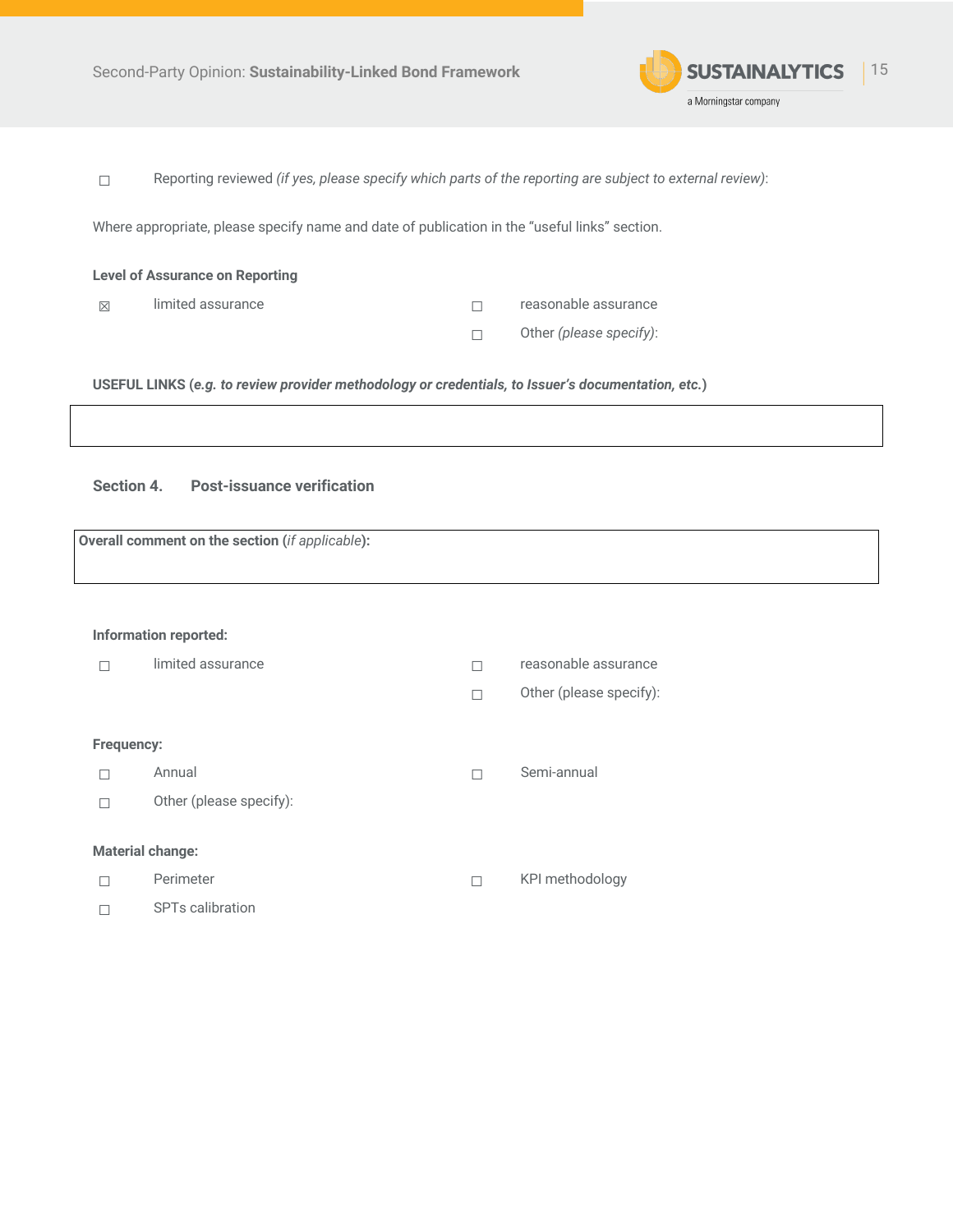☐ Reporting reviewed *(if yes, please specify which parts of the reporting are subject to external review)*:

Where appropriate, please specify name and date of publication in the "useful links" section.

**Level of Assurance on Reporting**

| | | | |
|---|---|---|---|
| ☒ | limited assurance | ☐ | reasonable assurance |
| | | ☐ | Other *(please specify)*: |

**USEFUL LINKS (*e.g. to review provider methodology or credentials, to Issuer's documentation, etc.*)**

| |
|---|
| |

### Section 4. Post-issuance verification

| **Overall comment on the section** (*if applicable*)**:** |
|---|
| |

**Information reported:**

| | | | |
|---|---|---|---|
| ☐ | limited assurance | ☐ | reasonable assurance |
| | | ☐ | Other (please specify): |

**Frequency:**

| | | | |
|---|---|---|---|
| ☐ | Annual | ☐ | Semi-annual |
| ☐ | Other (please specify): | | |

**Material change:**

| | | | |
|---|---|---|---|
| ☐ | Perimeter | ☐ | KPI methodology |
| ☐ | SPTs calibration | | |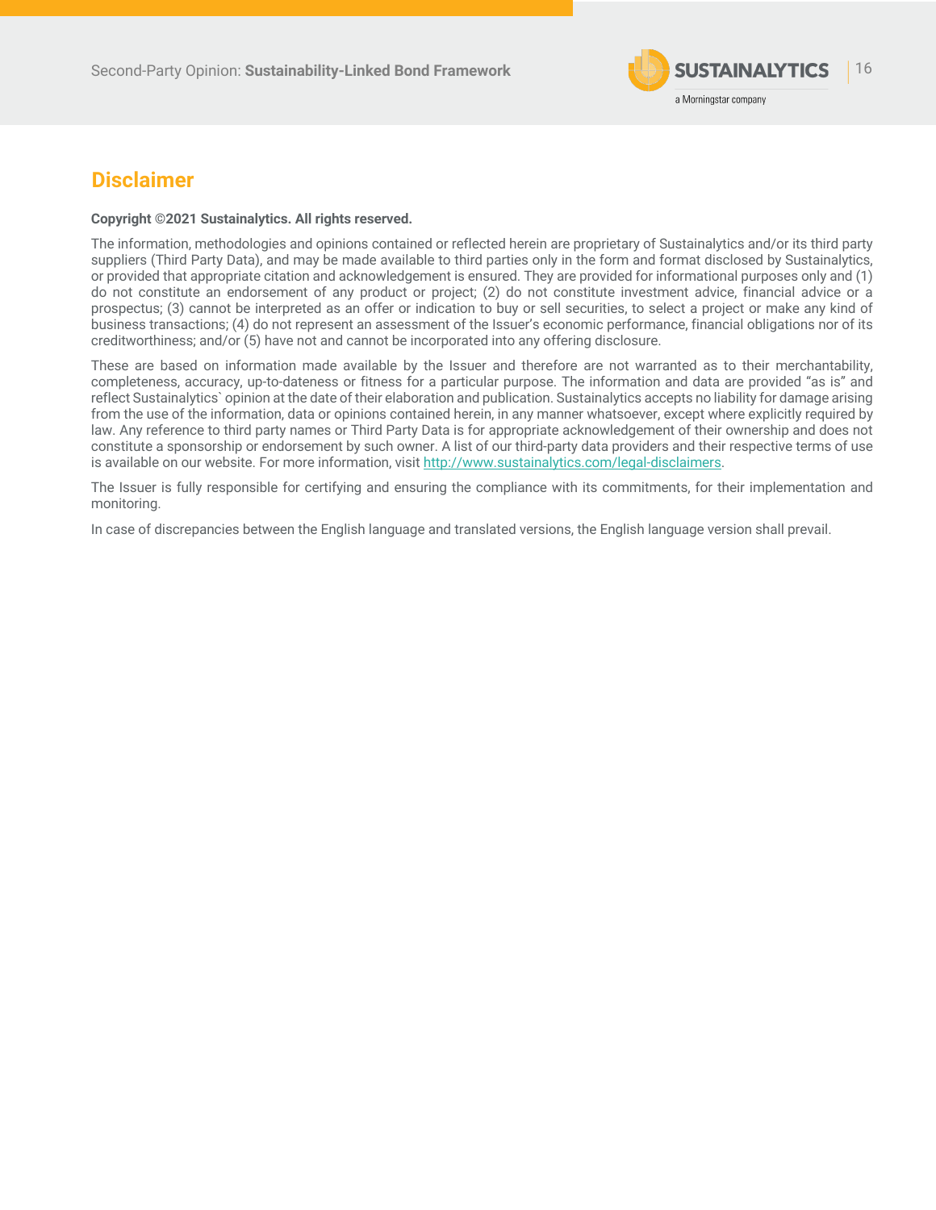## Disclaimer

**Copyright ©2021 Sustainalytics. All rights reserved.**

The information, methodologies and opinions contained or reflected herein are proprietary of Sustainalytics and/or its third party suppliers (Third Party Data), and may be made available to third parties only in the form and format disclosed by Sustainalytics, or provided that appropriate citation and acknowledgement is ensured. They are provided for informational purposes only and (1) do not constitute an endorsement of any product or project; (2) do not constitute investment advice, financial advice or a prospectus; (3) cannot be interpreted as an offer or indication to buy or sell securities, to select a project or make any kind of business transactions; (4) do not represent an assessment of the Issuer's economic performance, financial obligations nor of its creditworthiness; and/or (5) have not and cannot be incorporated into any offering disclosure.

These are based on information made available by the Issuer and therefore are not warranted as to their merchantability, completeness, accuracy, up-to-dateness or fitness for a particular purpose. The information and data are provided "as is" and reflect Sustainalytics` opinion at the date of their elaboration and publication. Sustainalytics accepts no liability for damage arising from the use of the information, data or opinions contained herein, in any manner whatsoever, except where explicitly required by law. Any reference to third party names or Third Party Data is for appropriate acknowledgement of their ownership and does not constitute a sponsorship or endorsement by such owner. A list of our third-party data providers and their respective terms of use is available on our website. For more information, visit http://www.sustainalytics.com/legal-disclaimers.

The Issuer is fully responsible for certifying and ensuring the compliance with its commitments, for their implementation and monitoring.

In case of discrepancies between the English language and translated versions, the English language version shall prevail.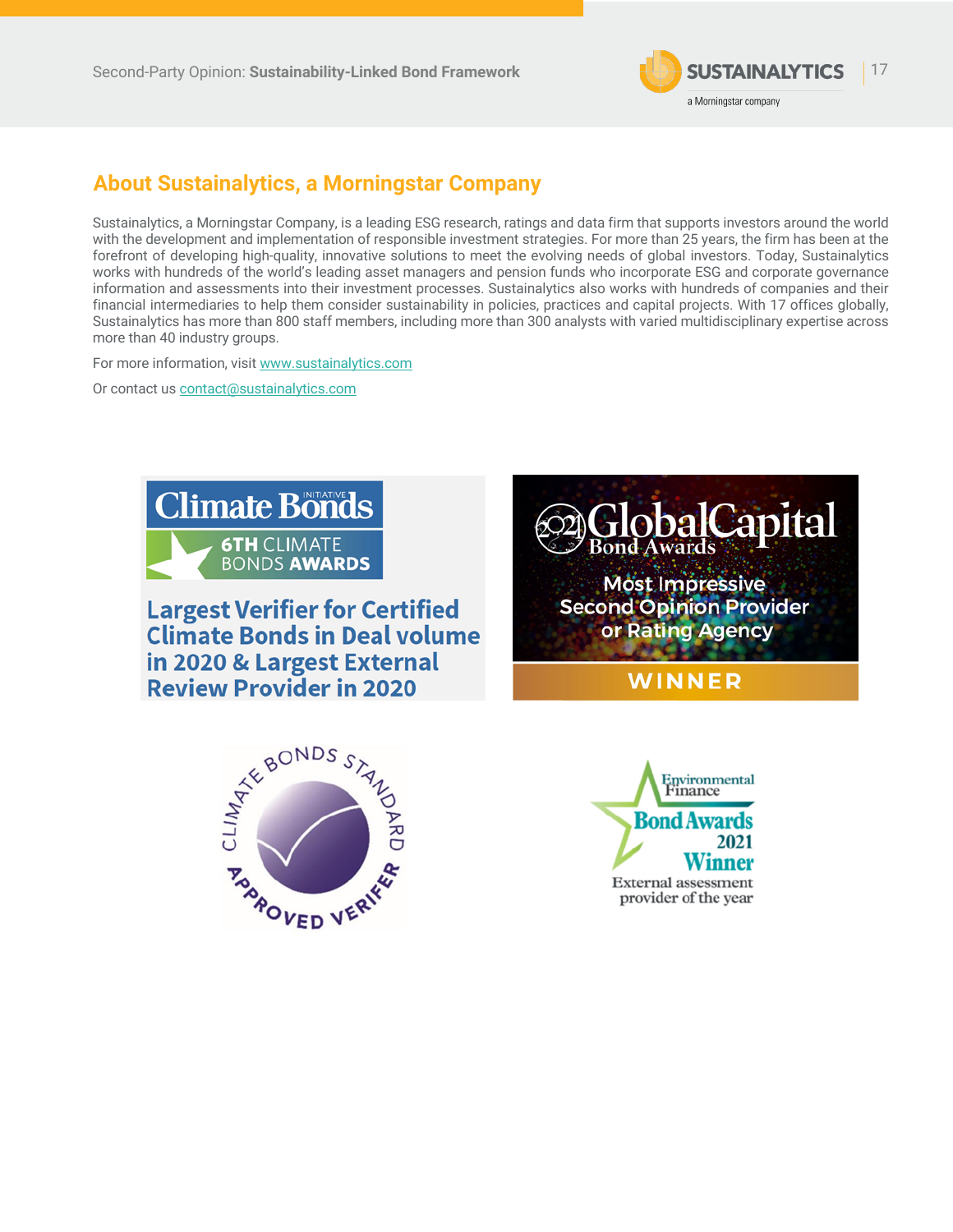## About Sustainalytics, a Morningstar Company

Sustainalytics, a Morningstar Company, is a leading ESG research, ratings and data firm that supports investors around the world with the development and implementation of responsible investment strategies. For more than 25 years, the firm has been at the forefront of developing high-quality, innovative solutions to meet the evolving needs of global investors. Today, Sustainalytics works with hundreds of the world's leading asset managers and pension funds who incorporate ESG and corporate governance information and assessments into their investment processes. Sustainalytics also works with hundreds of companies and their financial intermediaries to help them consider sustainability in policies, practices and capital projects. With 17 offices globally, Sustainalytics has more than 800 staff members, including more than 300 analysts with varied multidisciplinary expertise across more than 40 industry groups.

For more information, visit www.sustainalytics.com

Or contact us contact@sustainalytics.com

Climate Bonds Initiative
6TH CLIMATE BONDS AWARDS
Largest Verifier for Certified Climate Bonds in Deal volume in 2020 & Largest External Review Provider in 2020

2021 GlobalCapital Bond Awards
Most Impressive Second Opinion Provider or Rating Agency
WINNER

Climate Bonds Standard Approved Verifier

Environmental Finance Bond Awards 2021 Winner
External assessment provider of the year